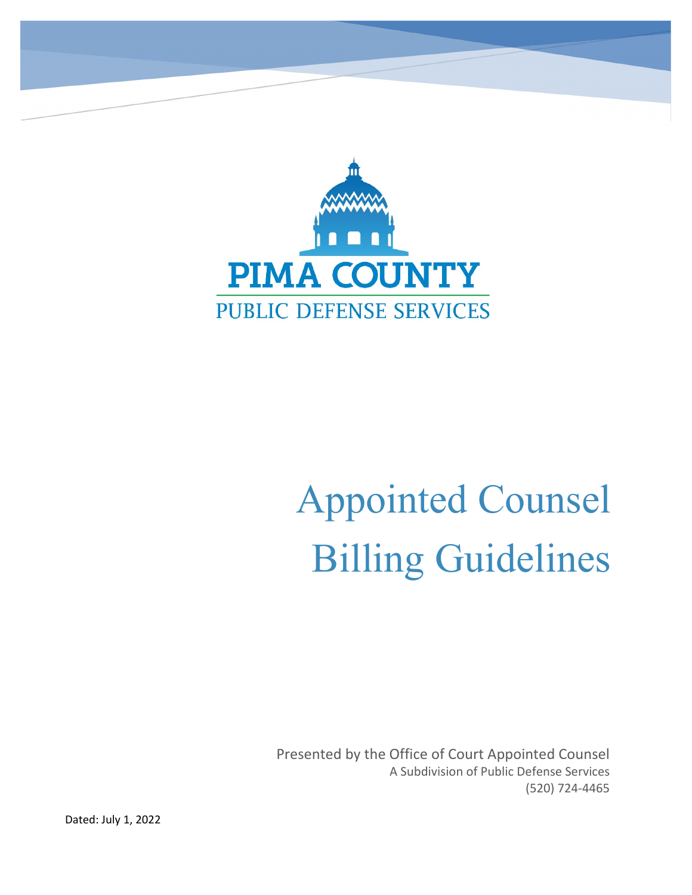PIMA COUNTY

PUBLIC DEFENSE SERVICES

# Appointed Counsel Billing Guidelines

Presented by the Office of Court Appointed Counsel
A Subdivision of Public Defense Services
(520) 724-4465

Dated: July 1, 2022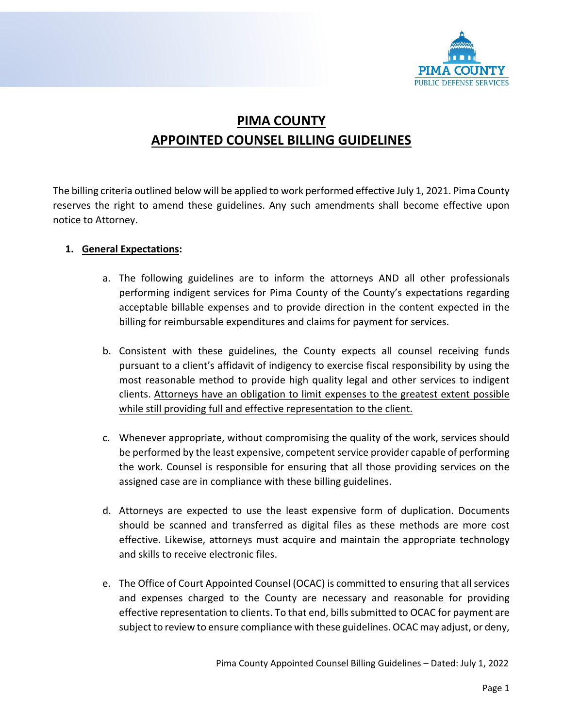# PIMA COUNTY
# APPOINTED COUNSEL BILLING GUIDELINES

The billing criteria outlined below will be applied to work performed effective July 1, 2021. Pima County reserves the right to amend these guidelines. Any such amendments shall become effective upon notice to Attorney.

1. **General Expectations:**

    a. The following guidelines are to inform the attorneys AND all other professionals performing indigent services for Pima County of the County's expectations regarding acceptable billable expenses and to provide direction in the content expected in the billing for reimbursable expenditures and claims for payment for services.

    b. Consistent with these guidelines, the County expects all counsel receiving funds pursuant to a client's affidavit of indigency to exercise fiscal responsibility by using the most reasonable method to provide high quality legal and other services to indigent clients. Attorneys have an obligation to limit expenses to the greatest extent possible while still providing full and effective representation to the client.

    c. Whenever appropriate, without compromising the quality of the work, services should be performed by the least expensive, competent service provider capable of performing the work. Counsel is responsible for ensuring that all those providing services on the assigned case are in compliance with these billing guidelines.

    d. Attorneys are expected to use the least expensive form of duplication. Documents should be scanned and transferred as digital files as these methods are more cost effective. Likewise, attorneys must acquire and maintain the appropriate technology and skills to receive electronic files.

    e. The Office of Court Appointed Counsel (OCAC) is committed to ensuring that all services and expenses charged to the County are necessary and reasonable for providing effective representation to clients. To that end, bills submitted to OCAC for payment are subject to review to ensure compliance with these guidelines. OCAC may adjust, or deny,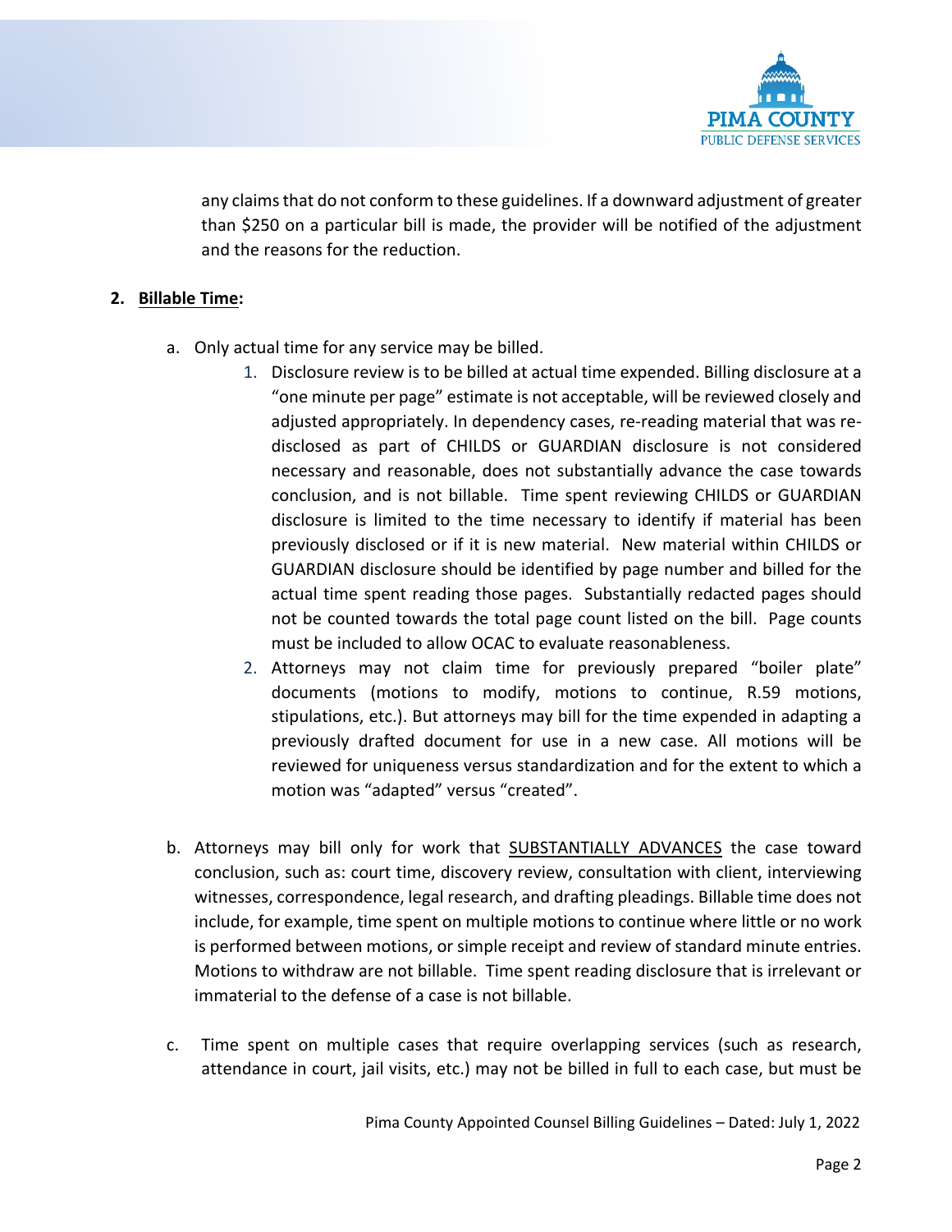any claims that do not conform to these guidelines. If a downward adjustment of greater than $250 on a particular bill is made, the provider will be notified of the adjustment and the reasons for the reduction.

**2. <u>Billable Time</u>:**

a. Only actual time for any service may be billed.

1. Disclosure review is to be billed at actual time expended. Billing disclosure at a "one minute per page" estimate is not acceptable, will be reviewed closely and adjusted appropriately. In dependency cases, re-reading material that was re-disclosed as part of CHILDS or GUARDIAN disclosure is not considered necessary and reasonable, does not substantially advance the case towards conclusion, and is not billable. Time spent reviewing CHILDS or GUARDIAN disclosure is limited to the time necessary to identify if material has been previously disclosed or if it is new material. New material within CHILDS or GUARDIAN disclosure should be identified by page number and billed for the actual time spent reading those pages. Substantially redacted pages should not be counted towards the total page count listed on the bill. Page counts must be included to allow OCAC to evaluate reasonableness.
2. Attorneys may not claim time for previously prepared "boiler plate" documents (motions to modify, motions to continue, R.59 motions, stipulations, etc.). But attorneys may bill for the time expended in adapting a previously drafted document for use in a new case. All motions will be reviewed for uniqueness versus standardization and for the extent to which a motion was "adapted" versus "created".

b. Attorneys may bill only for work that <u>SUBSTANTIALLY ADVANCES</u> the case toward conclusion, such as: court time, discovery review, consultation with client, interviewing witnesses, correspondence, legal research, and drafting pleadings. Billable time does not include, for example, time spent on multiple motions to continue where little or no work is performed between motions, or simple receipt and review of standard minute entries. Motions to withdraw are not billable. Time spent reading disclosure that is irrelevant or immaterial to the defense of a case is not billable.

c. Time spent on multiple cases that require overlapping services (such as research, attendance in court, jail visits, etc.) may not be billed in full to each case, but must be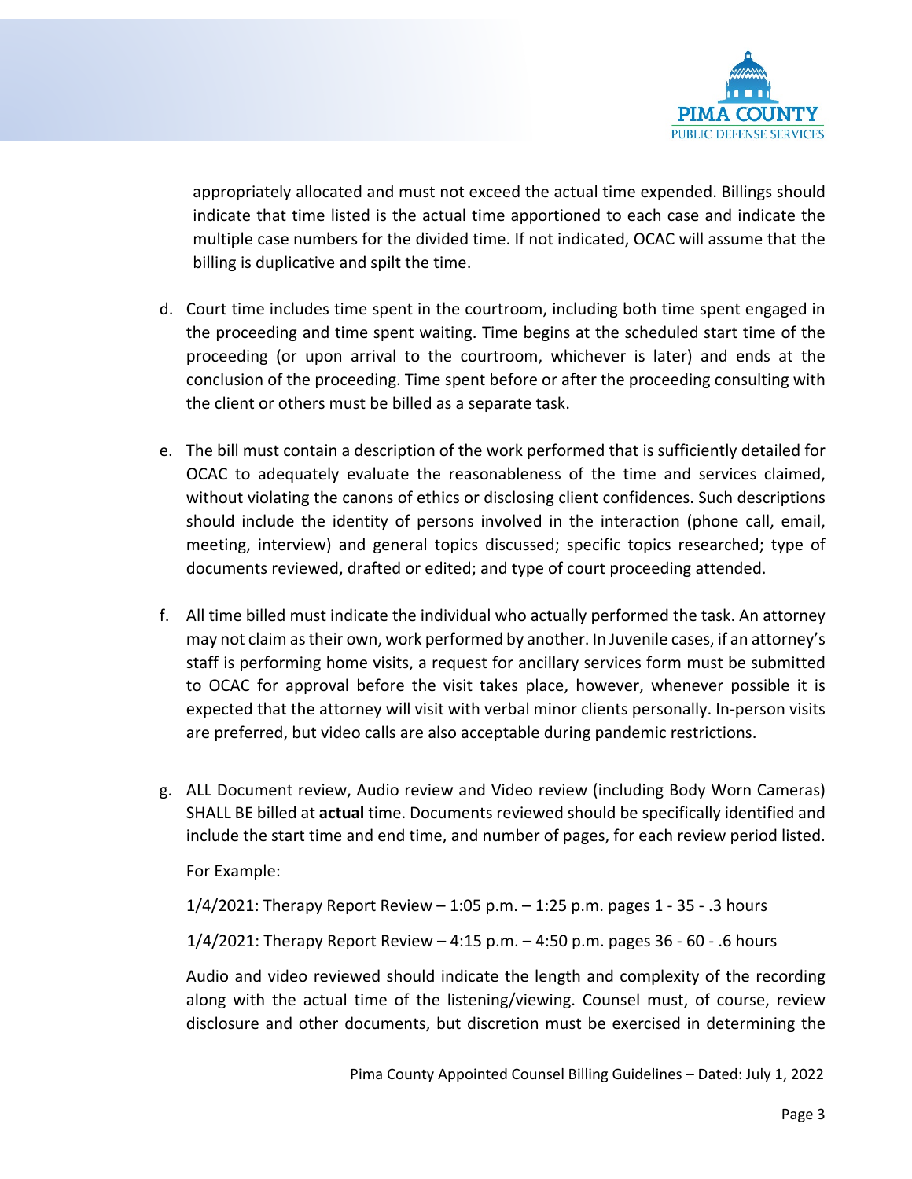appropriately allocated and must not exceed the actual time expended. Billings should indicate that time listed is the actual time apportioned to each case and indicate the multiple case numbers for the divided time. If not indicated, OCAC will assume that the billing is duplicative and spilt the time.

d. Court time includes time spent in the courtroom, including both time spent engaged in the proceeding and time spent waiting. Time begins at the scheduled start time of the proceeding (or upon arrival to the courtroom, whichever is later) and ends at the conclusion of the proceeding. Time spent before or after the proceeding consulting with the client or others must be billed as a separate task.

e. The bill must contain a description of the work performed that is sufficiently detailed for OCAC to adequately evaluate the reasonableness of the time and services claimed, without violating the canons of ethics or disclosing client confidences. Such descriptions should include the identity of persons involved in the interaction (phone call, email, meeting, interview) and general topics discussed; specific topics researched; type of documents reviewed, drafted or edited; and type of court proceeding attended.

f. All time billed must indicate the individual who actually performed the task. An attorney may not claim as their own, work performed by another. In Juvenile cases, if an attorney's staff is performing home visits, a request for ancillary services form must be submitted to OCAC for approval before the visit takes place, however, whenever possible it is expected that the attorney will visit with verbal minor clients personally. In-person visits are preferred, but video calls are also acceptable during pandemic restrictions.

g. ALL Document review, Audio review and Video review (including Body Worn Cameras) SHALL BE billed at **actual** time. Documents reviewed should be specifically identified and include the start time and end time, and number of pages, for each review period listed.

   For Example:

   1/4/2021: Therapy Report Review – 1:05 p.m. – 1:25 p.m. pages 1 - 35 - .3 hours

   1/4/2021: Therapy Report Review – 4:15 p.m. – 4:50 p.m. pages 36 - 60 - .6 hours

   Audio and video reviewed should indicate the length and complexity of the recording along with the actual time of the listening/viewing. Counsel must, of course, review disclosure and other documents, but discretion must be exercised in determining the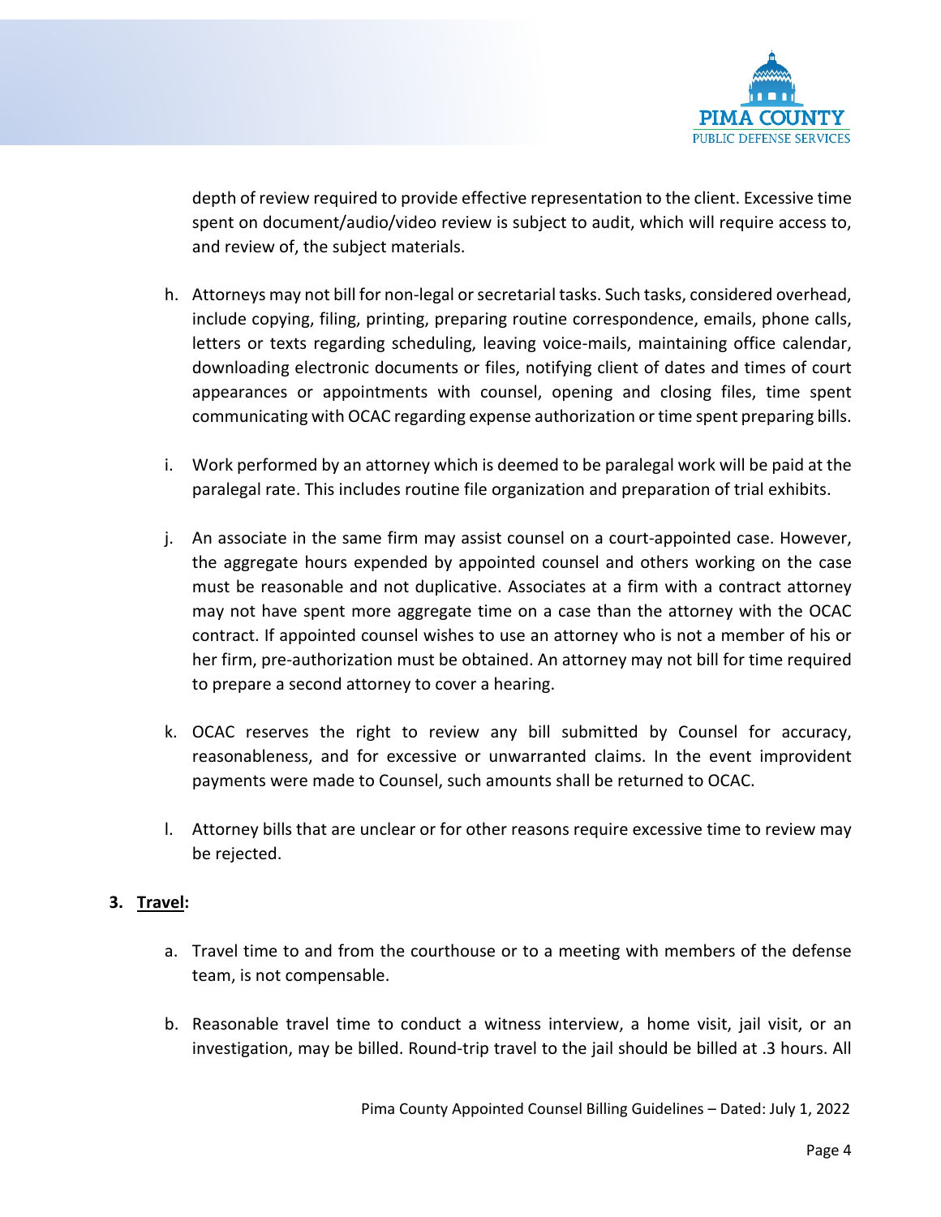depth of review required to provide effective representation to the client. Excessive time spent on document/audio/video review is subject to audit, which will require access to, and review of, the subject materials.

h. Attorneys may not bill for non-legal or secretarial tasks. Such tasks, considered overhead, include copying, filing, printing, preparing routine correspondence, emails, phone calls, letters or texts regarding scheduling, leaving voice-mails, maintaining office calendar, downloading electronic documents or files, notifying client of dates and times of court appearances or appointments with counsel, opening and closing files, time spent communicating with OCAC regarding expense authorization or time spent preparing bills.

i. Work performed by an attorney which is deemed to be paralegal work will be paid at the paralegal rate. This includes routine file organization and preparation of trial exhibits.

j. An associate in the same firm may assist counsel on a court-appointed case. However, the aggregate hours expended by appointed counsel and others working on the case must be reasonable and not duplicative. Associates at a firm with a contract attorney may not have spent more aggregate time on a case than the attorney with the OCAC contract. If appointed counsel wishes to use an attorney who is not a member of his or her firm, pre-authorization must be obtained. An attorney may not bill for time required to prepare a second attorney to cover a hearing.

k. OCAC reserves the right to review any bill submitted by Counsel for accuracy, reasonableness, and for excessive or unwarranted claims. In the event improvident payments were made to Counsel, such amounts shall be returned to OCAC.

l. Attorney bills that are unclear or for other reasons require excessive time to review may be rejected.

**3. <u>Travel</u>:**

a. Travel time to and from the courthouse or to a meeting with members of the defense team, is not compensable.

b. Reasonable travel time to conduct a witness interview, a home visit, jail visit, or an investigation, may be billed. Round-trip travel to the jail should be billed at .3 hours. All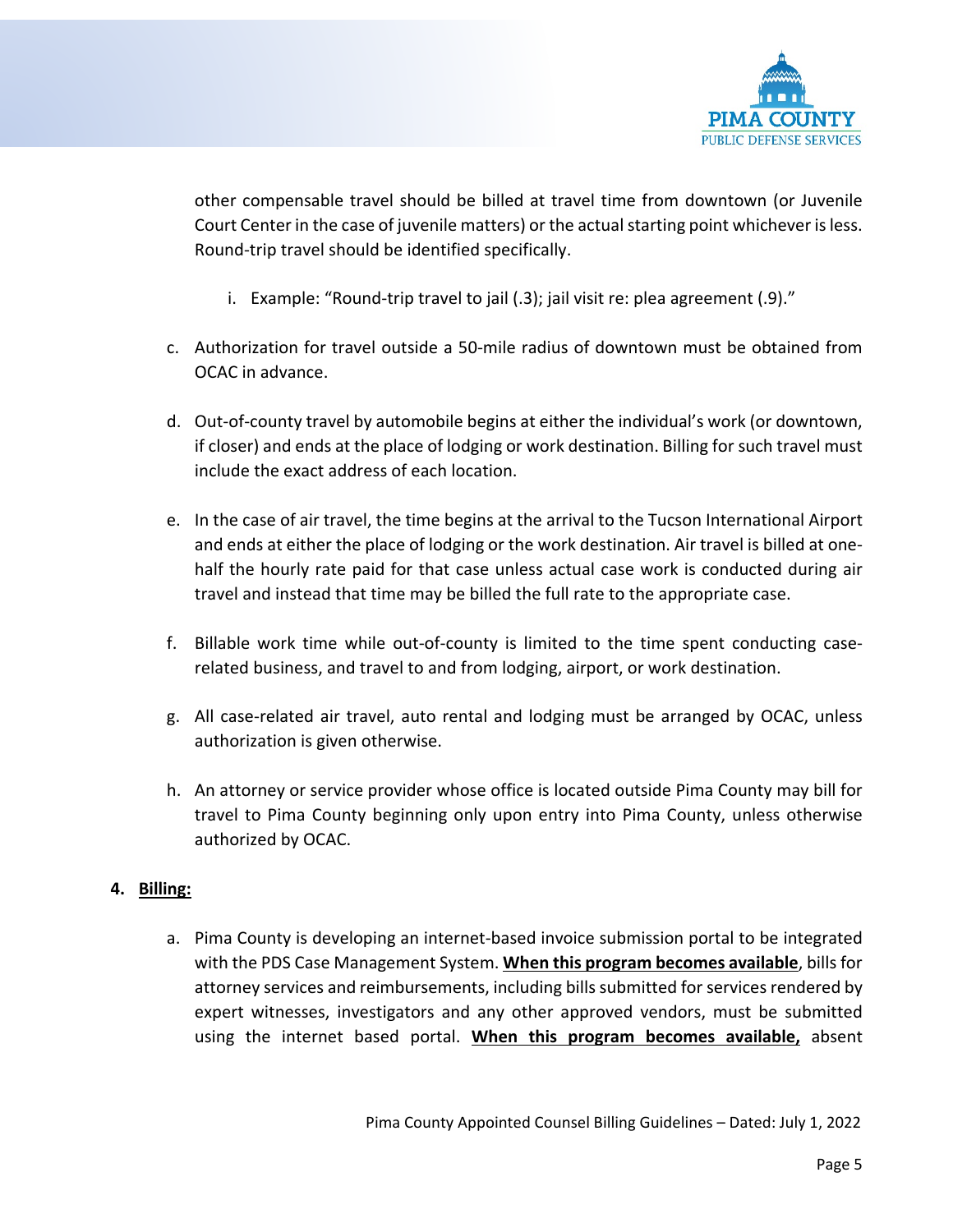other compensable travel should be billed at travel time from downtown (or Juvenile Court Center in the case of juvenile matters) or the actual starting point whichever is less. Round-trip travel should be identified specifically.

   i. Example: "Round-trip travel to jail (.3); jail visit re: plea agreement (.9)."

c. Authorization for travel outside a 50-mile radius of downtown must be obtained from OCAC in advance.

d. Out-of-county travel by automobile begins at either the individual's work (or downtown, if closer) and ends at the place of lodging or work destination. Billing for such travel must include the exact address of each location.

e. In the case of air travel, the time begins at the arrival to the Tucson International Airport and ends at either the place of lodging or the work destination. Air travel is billed at one-half the hourly rate paid for that case unless actual case work is conducted during air travel and instead that time may be billed the full rate to the appropriate case.

f. Billable work time while out-of-county is limited to the time spent conducting case-related business, and travel to and from lodging, airport, or work destination.

g. All case-related air travel, auto rental and lodging must be arranged by OCAC, unless authorization is given otherwise.

h. An attorney or service provider whose office is located outside Pima County may bill for travel to Pima County beginning only upon entry into Pima County, unless otherwise authorized by OCAC.

**4. Billing:**

a. Pima County is developing an internet-based invoice submission portal to be integrated with the PDS Case Management System. **When this program becomes available**, bills for attorney services and reimbursements, including bills submitted for services rendered by expert witnesses, investigators and any other approved vendors, must be submitted using the internet based portal. **When this program becomes available,** absent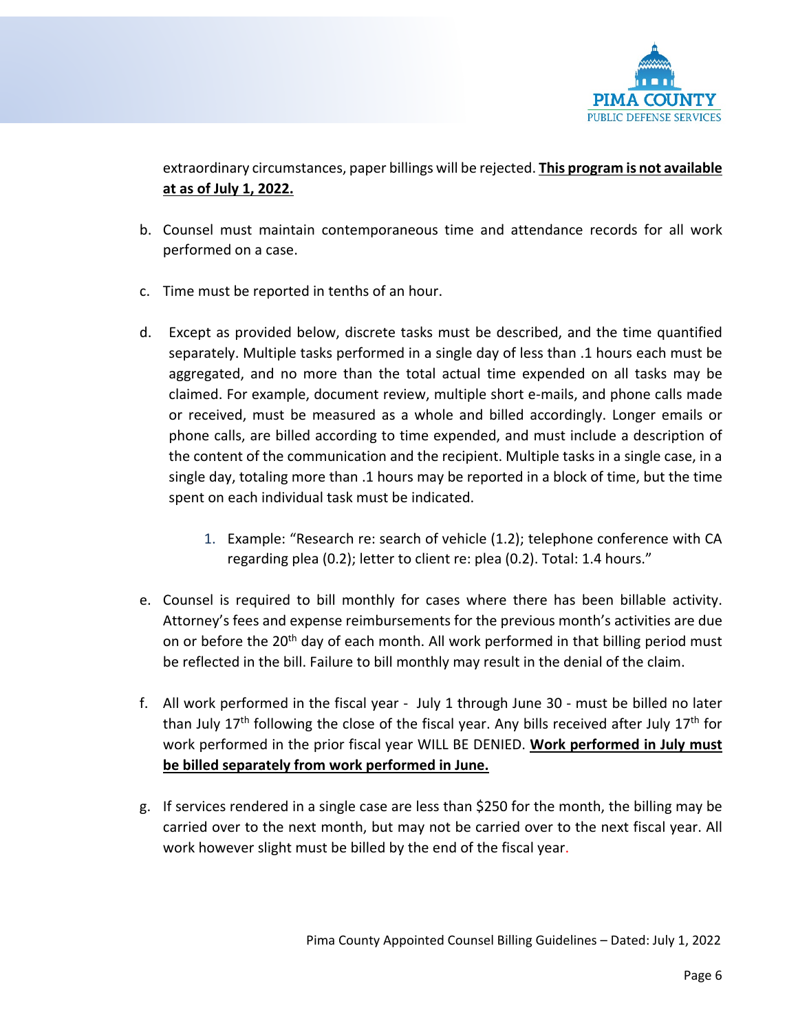extraordinary circumstances, paper billings will be rejected. **This program is not available at as of July 1, 2022.**

b. Counsel must maintain contemporaneous time and attendance records for all work performed on a case.

c. Time must be reported in tenths of an hour.

d. Except as provided below, discrete tasks must be described, and the time quantified separately. Multiple tasks performed in a single day of less than .1 hours each must be aggregated, and no more than the total actual time expended on all tasks may be claimed. For example, document review, multiple short e-mails, and phone calls made or received, must be measured as a whole and billed accordingly. Longer emails or phone calls, are billed according to time expended, and must include a description of the content of the communication and the recipient. Multiple tasks in a single case, in a single day, totaling more than .1 hours may be reported in a block of time, but the time spent on each individual task must be indicated.

   1. Example: "Research re: search of vehicle (1.2); telephone conference with CA regarding plea (0.2); letter to client re: plea (0.2). Total: 1.4 hours."

e. Counsel is required to bill monthly for cases where there has been billable activity. Attorney's fees and expense reimbursements for the previous month's activities are due on or before the 20th day of each month. All work performed in that billing period must be reflected in the bill. Failure to bill monthly may result in the denial of the claim.

f. All work performed in the fiscal year - July 1 through June 30 - must be billed no later than July 17th following the close of the fiscal year. Any bills received after July 17th for work performed in the prior fiscal year WILL BE DENIED. **Work performed in July must be billed separately from work performed in June.**

g. If services rendered in a single case are less than $250 for the month, the billing may be carried over to the next month, but may not be carried over to the next fiscal year. All work however slight must be billed by the end of the fiscal year.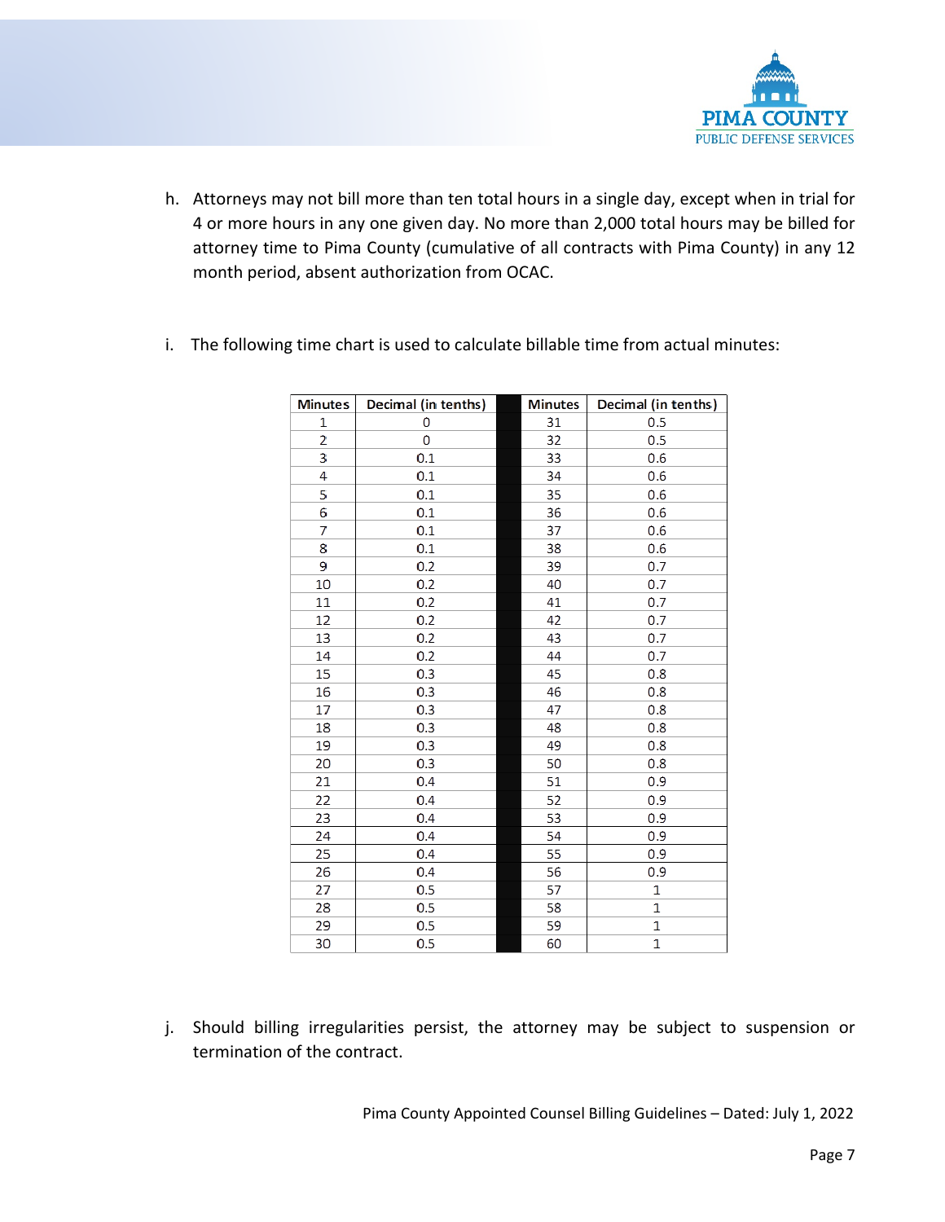h. Attorneys may not bill more than ten total hours in a single day, except when in trial for 4 or more hours in any one given day. No more than 2,000 total hours may be billed for attorney time to Pima County (cumulative of all contracts with Pima County) in any 12 month period, absent authorization from OCAC.

i. The following time chart is used to calculate billable time from actual minutes:

| Minutes | Decimal (in tenths) | | Minutes | Decimal (in tenths) |
|---|---|---|---|---|
| 1 | 0 | | 31 | 0.5 |
| 2 | 0 | | 32 | 0.5 |
| 3 | 0.1 | | 33 | 0.6 |
| 4 | 0.1 | | 34 | 0.6 |
| 5 | 0.1 | | 35 | 0.6 |
| 6 | 0.1 | | 36 | 0.6 |
| 7 | 0.1 | | 37 | 0.6 |
| 8 | 0.1 | | 38 | 0.6 |
| 9 | 0.2 | | 39 | 0.7 |
| 10 | 0.2 | | 40 | 0.7 |
| 11 | 0.2 | | 41 | 0.7 |
| 12 | 0.2 | | 42 | 0.7 |
| 13 | 0.2 | | 43 | 0.7 |
| 14 | 0.2 | | 44 | 0.7 |
| 15 | 0.3 | | 45 | 0.8 |
| 16 | 0.3 | | 46 | 0.8 |
| 17 | 0.3 | | 47 | 0.8 |
| 18 | 0.3 | | 48 | 0.8 |
| 19 | 0.3 | | 49 | 0.8 |
| 20 | 0.3 | | 50 | 0.8 |
| 21 | 0.4 | | 51 | 0.9 |
| 22 | 0.4 | | 52 | 0.9 |
| 23 | 0.4 | | 53 | 0.9 |
| 24 | 0.4 | | 54 | 0.9 |
| 25 | 0.4 | | 55 | 0.9 |
| 26 | 0.4 | | 56 | 0.9 |
| 27 | 0.5 | | 57 | 1 |
| 28 | 0.5 | | 58 | 1 |
| 29 | 0.5 | | 59 | 1 |
| 30 | 0.5 | | 60 | 1 |

j. Should billing irregularities persist, the attorney may be subject to suspension or termination of the contract.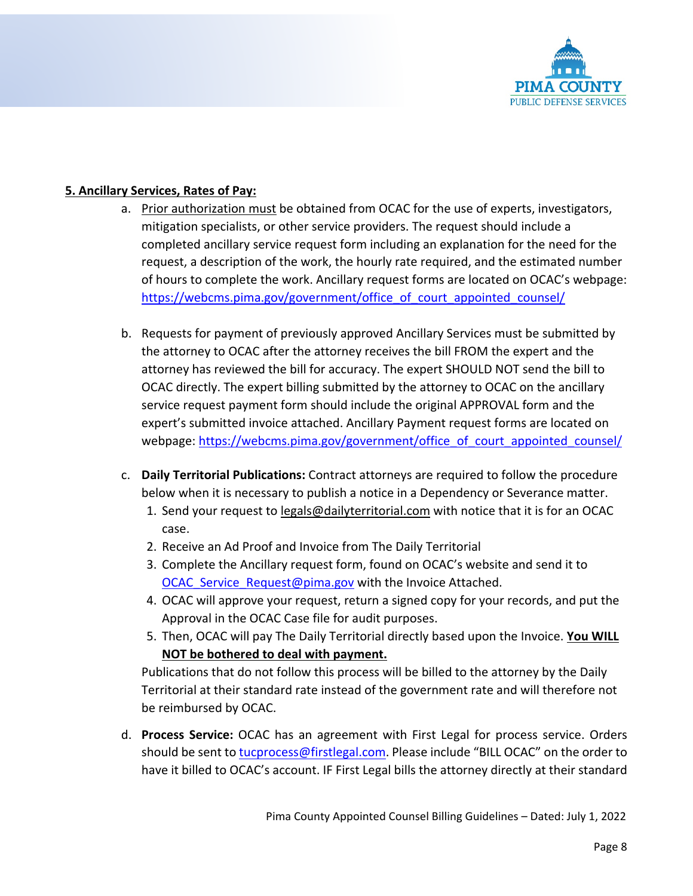**5. Ancillary Services, Rates of Pay:**

a. Prior authorization must be obtained from OCAC for the use of experts, investigators, mitigation specialists, or other service providers. The request should include a completed ancillary service request form including an explanation for the need for the request, a description of the work, the hourly rate required, and the estimated number of hours to complete the work. Ancillary request forms are located on OCAC's webpage: https://webcms.pima.gov/government/office_of_court_appointed_counsel/

b. Requests for payment of previously approved Ancillary Services must be submitted by the attorney to OCAC after the attorney receives the bill FROM the expert and the attorney has reviewed the bill for accuracy. The expert SHOULD NOT send the bill to OCAC directly. The expert billing submitted by the attorney to OCAC on the ancillary service request payment form should include the original APPROVAL form and the expert's submitted invoice attached. Ancillary Payment request forms are located on webpage: https://webcms.pima.gov/government/office_of_court_appointed_counsel/

c. **Daily Territorial Publications:** Contract attorneys are required to follow the procedure below when it is necessary to publish a notice in a Dependency or Severance matter.
   1. Send your request to legals@dailyterritorial.com with notice that it is for an OCAC case.
   2. Receive an Ad Proof and Invoice from The Daily Territorial
   3. Complete the Ancillary request form, found on OCAC's website and send it to OCAC_Service_Request@pima.gov with the Invoice Attached.
   4. OCAC will approve your request, return a signed copy for your records, and put the Approval in the OCAC Case file for audit purposes.
   5. Then, OCAC will pay The Daily Territorial directly based upon the Invoice. **You WILL NOT be bothered to deal with payment.**

   Publications that do not follow this process will be billed to the attorney by the Daily Territorial at their standard rate instead of the government rate and will therefore not be reimbursed by OCAC.

d. **Process Service:** OCAC has an agreement with First Legal for process service. Orders should be sent to tucprocess@firstlegal.com. Please include "BILL OCAC" on the order to have it billed to OCAC's account. IF First Legal bills the attorney directly at their standard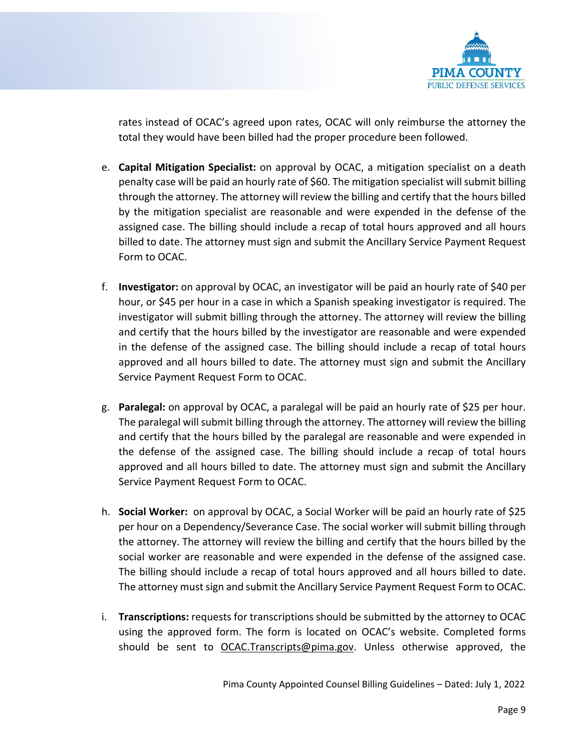rates instead of OCAC's agreed upon rates, OCAC will only reimburse the attorney the total they would have been billed had the proper procedure been followed.

e. **Capital Mitigation Specialist:** on approval by OCAC, a mitigation specialist on a death penalty case will be paid an hourly rate of $60. The mitigation specialist will submit billing through the attorney. The attorney will review the billing and certify that the hours billed by the mitigation specialist are reasonable and were expended in the defense of the assigned case. The billing should include a recap of total hours approved and all hours billed to date. The attorney must sign and submit the Ancillary Service Payment Request Form to OCAC.

f. **Investigator:** on approval by OCAC, an investigator will be paid an hourly rate of $40 per hour, or $45 per hour in a case in which a Spanish speaking investigator is required. The investigator will submit billing through the attorney. The attorney will review the billing and certify that the hours billed by the investigator are reasonable and were expended in the defense of the assigned case. The billing should include a recap of total hours approved and all hours billed to date. The attorney must sign and submit the Ancillary Service Payment Request Form to OCAC.

g. **Paralegal:** on approval by OCAC, a paralegal will be paid an hourly rate of $25 per hour. The paralegal will submit billing through the attorney. The attorney will review the billing and certify that the hours billed by the paralegal are reasonable and were expended in the defense of the assigned case. The billing should include a recap of total hours approved and all hours billed to date. The attorney must sign and submit the Ancillary Service Payment Request Form to OCAC.

h. **Social Worker:** on approval by OCAC, a Social Worker will be paid an hourly rate of $25 per hour on a Dependency/Severance Case. The social worker will submit billing through the attorney. The attorney will review the billing and certify that the hours billed by the social worker are reasonable and were expended in the defense of the assigned case. The billing should include a recap of total hours approved and all hours billed to date. The attorney must sign and submit the Ancillary Service Payment Request Form to OCAC.

i. **Transcriptions:** requests for transcriptions should be submitted by the attorney to OCAC using the approved form. The form is located on OCAC's website. Completed forms should be sent to OCAC.Transcripts@pima.gov. Unless otherwise approved, the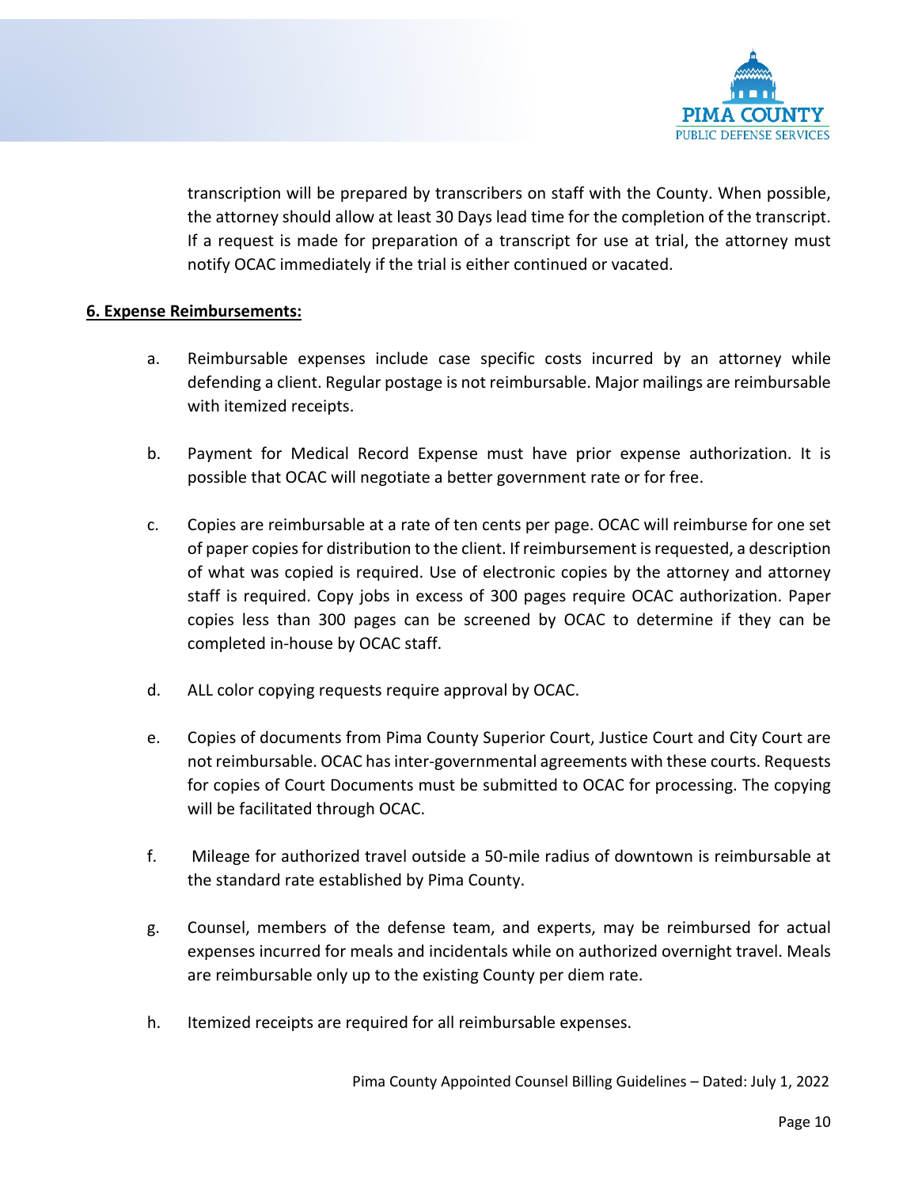transcription will be prepared by transcribers on staff with the County. When possible, the attorney should allow at least 30 Days lead time for the completion of the transcript. If a request is made for preparation of a transcript for use at trial, the attorney must notify OCAC immediately if the trial is either continued or vacated.

**6. Expense Reimbursements:**

a. Reimbursable expenses include case specific costs incurred by an attorney while defending a client. Regular postage is not reimbursable. Major mailings are reimbursable with itemized receipts.

b. Payment for Medical Record Expense must have prior expense authorization. It is possible that OCAC will negotiate a better government rate or for free.

c. Copies are reimbursable at a rate of ten cents per page. OCAC will reimburse for one set of paper copies for distribution to the client. If reimbursement is requested, a description of what was copied is required. Use of electronic copies by the attorney and attorney staff is required. Copy jobs in excess of 300 pages require OCAC authorization. Paper copies less than 300 pages can be screened by OCAC to determine if they can be completed in-house by OCAC staff.

d. ALL color copying requests require approval by OCAC.

e. Copies of documents from Pima County Superior Court, Justice Court and City Court are not reimbursable. OCAC has inter-governmental agreements with these courts. Requests for copies of Court Documents must be submitted to OCAC for processing. The copying will be facilitated through OCAC.

f. Mileage for authorized travel outside a 50-mile radius of downtown is reimbursable at the standard rate established by Pima County.

g. Counsel, members of the defense team, and experts, may be reimbursed for actual expenses incurred for meals and incidentals while on authorized overnight travel. Meals are reimbursable only up to the existing County per diem rate.

h. Itemized receipts are required for all reimbursable expenses.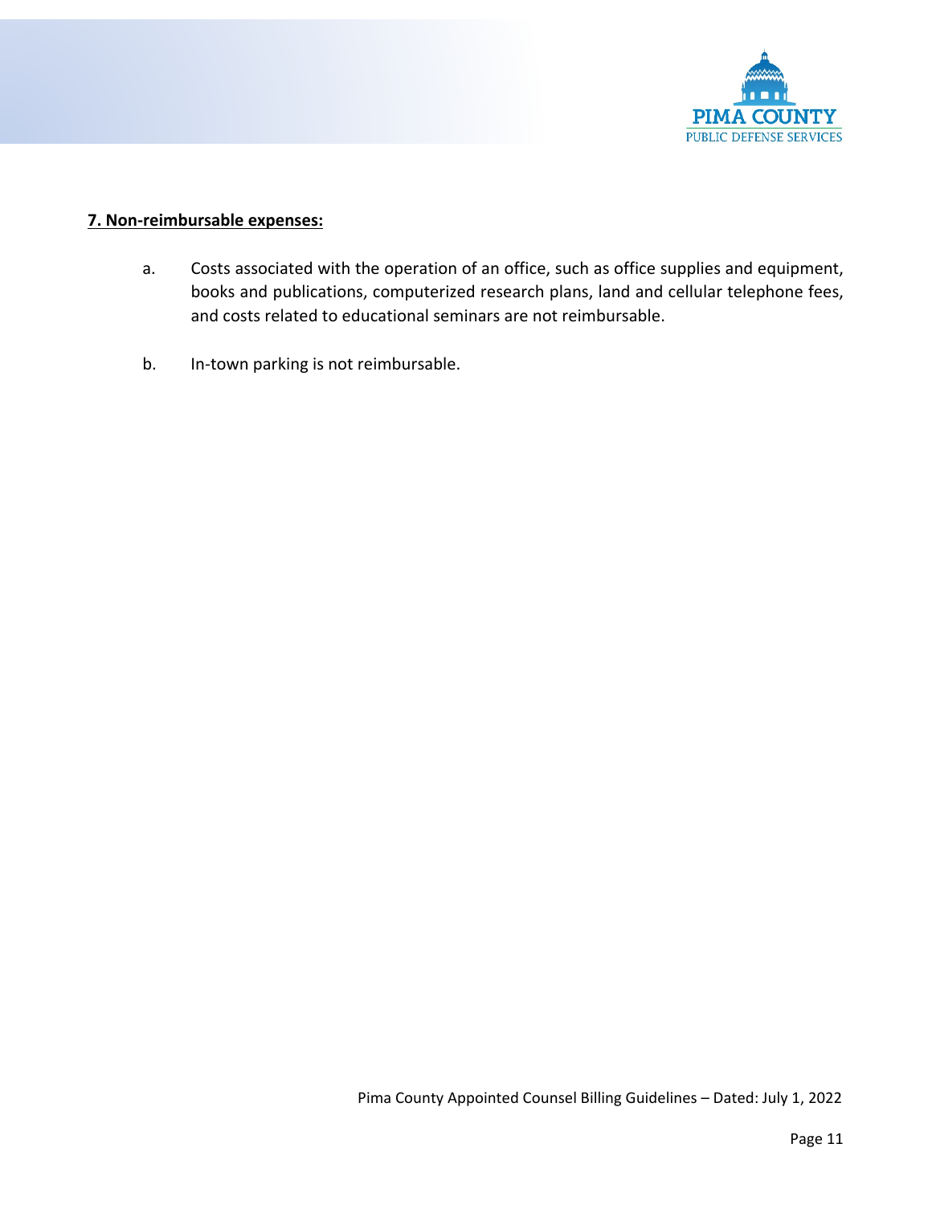**7. Non-reimbursable expenses:**

a. Costs associated with the operation of an office, such as office supplies and equipment, books and publications, computerized research plans, land and cellular telephone fees, and costs related to educational seminars are not reimbursable.

b. In-town parking is not reimbursable.